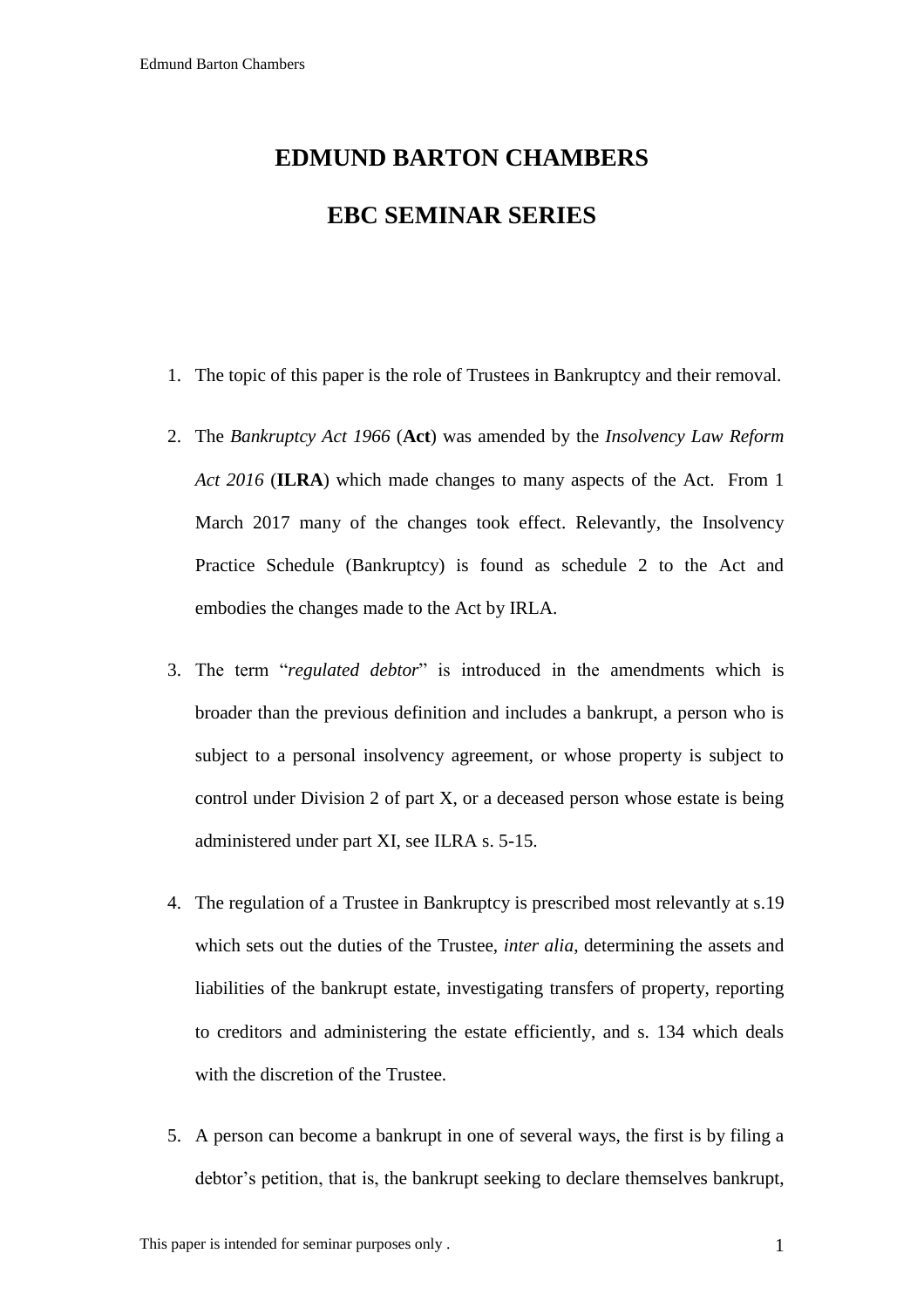# EDMUND BARTON CHAMBERS

## EBC SEMINAR SERIES

1. The topic of this paper is the role of Trustees in Bankruptcy and their removal.

2. The *Bankruptcy Act 1966* (**Act**) was amended by the *Insolvency Law Reform Act 2016* (**ILRA**) which made changes to many aspects of the Act. From 1 March 2017 many of the changes took effect. Relevantly, the Insolvency Practice Schedule (Bankruptcy) is found as schedule 2 to the Act and embodies the changes made to the Act by IRLA.

3. The term "*regulated debtor*" is introduced in the amendments which is broader than the previous definition and includes a bankrupt, a person who is subject to a personal insolvency agreement, or whose property is subject to control under Division 2 of part X, or a deceased person whose estate is being administered under part XI, see ILRA s. 5-15.

4. The regulation of a Trustee in Bankruptcy is prescribed most relevantly at s.19 which sets out the duties of the Trustee, *inter alia*, determining the assets and liabilities of the bankrupt estate, investigating transfers of property, reporting to creditors and administering the estate efficiently, and s. 134 which deals with the discretion of the Trustee.

5. A person can become a bankrupt in one of several ways, the first is by filing a debtor's petition, that is, the bankrupt seeking to declare themselves bankrupt,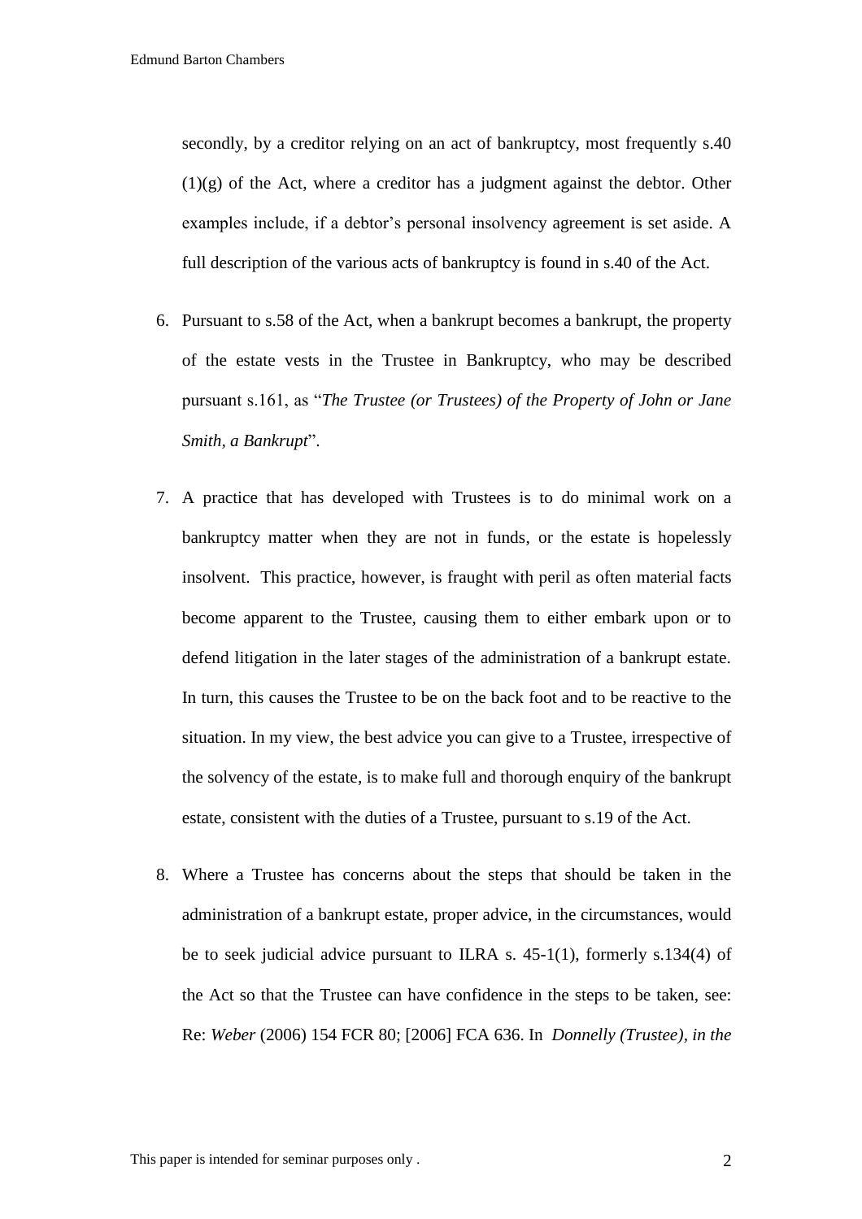secondly, by a creditor relying on an act of bankruptcy, most frequently s.40 (1)(g) of the Act, where a creditor has a judgment against the debtor. Other examples include, if a debtor's personal insolvency agreement is set aside. A full description of the various acts of bankruptcy is found in s.40 of the Act.

6. Pursuant to s.58 of the Act, when a bankrupt becomes a bankrupt, the property of the estate vests in the Trustee in Bankruptcy, who may be described pursuant s.161, as "*The Trustee (or Trustees) of the Property of John or Jane Smith, a Bankrupt*".

7. A practice that has developed with Trustees is to do minimal work on a bankruptcy matter when they are not in funds, or the estate is hopelessly insolvent. This practice, however, is fraught with peril as often material facts become apparent to the Trustee, causing them to either embark upon or to defend litigation in the later stages of the administration of a bankrupt estate. In turn, this causes the Trustee to be on the back foot and to be reactive to the situation. In my view, the best advice you can give to a Trustee, irrespective of the solvency of the estate, is to make full and thorough enquiry of the bankrupt estate, consistent with the duties of a Trustee, pursuant to s.19 of the Act.

8. Where a Trustee has concerns about the steps that should be taken in the administration of a bankrupt estate, proper advice, in the circumstances, would be to seek judicial advice pursuant to ILRA s. 45-1(1), formerly s.134(4) of the Act so that the Trustee can have confidence in the steps to be taken, see: Re: *Weber* (2006) 154 FCR 80; [2006] FCA 636. In *Donnelly (Trustee), in the*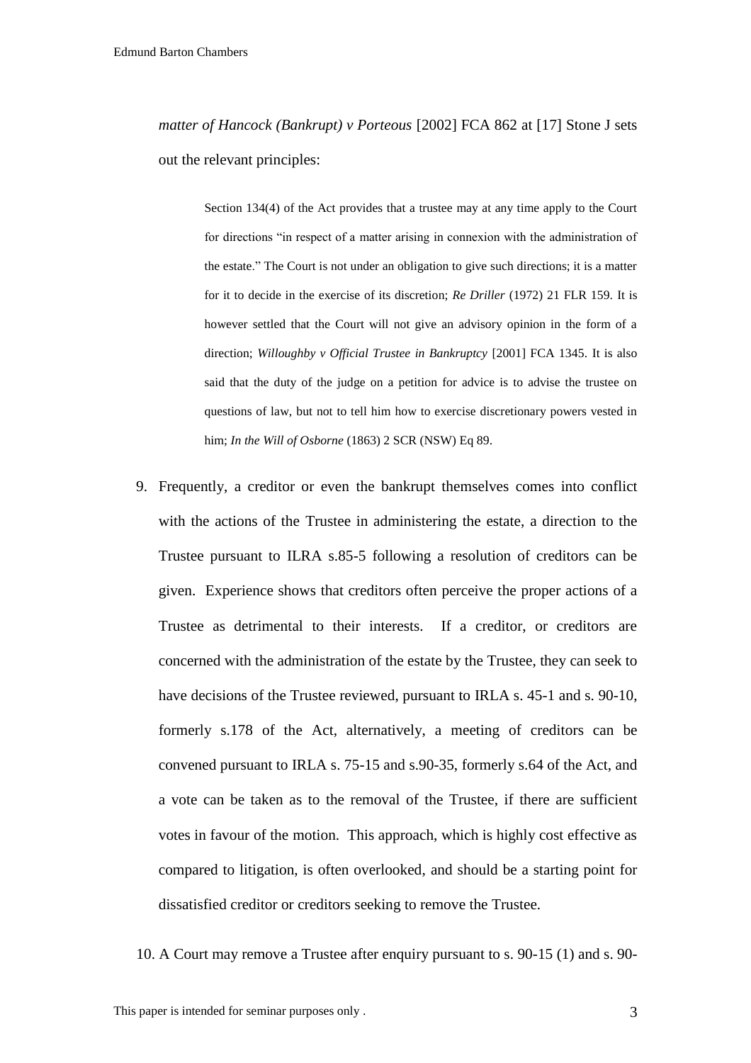*matter of Hancock (Bankrupt) v Porteous* [2002] FCA 862 at [17] Stone J sets out the relevant principles:

> Section 134(4) of the Act provides that a trustee may at any time apply to the Court for directions "in respect of a matter arising in connexion with the administration of the estate." The Court is not under an obligation to give such directions; it is a matter for it to decide in the exercise of its discretion; *Re Driller* (1972) 21 FLR 159. It is however settled that the Court will not give an advisory opinion in the form of a direction; *Willoughby v Official Trustee in Bankruptcy* [2001] FCA 1345. It is also said that the duty of the judge on a petition for advice is to advise the trustee on questions of law, but not to tell him how to exercise discretionary powers vested in him; *In the Will of Osborne* (1863) 2 SCR (NSW) Eq 89.

9. Frequently, a creditor or even the bankrupt themselves comes into conflict with the actions of the Trustee in administering the estate, a direction to the Trustee pursuant to ILRA s.85-5 following a resolution of creditors can be given. Experience shows that creditors often perceive the proper actions of a Trustee as detrimental to their interests. If a creditor, or creditors are concerned with the administration of the estate by the Trustee, they can seek to have decisions of the Trustee reviewed, pursuant to IRLA s. 45-1 and s. 90-10, formerly s.178 of the Act, alternatively, a meeting of creditors can be convened pursuant to IRLA s. 75-15 and s.90-35, formerly s.64 of the Act, and a vote can be taken as to the removal of the Trustee, if there are sufficient votes in favour of the motion. This approach, which is highly cost effective as compared to litigation, is often overlooked, and should be a starting point for dissatisfied creditor or creditors seeking to remove the Trustee.

10. A Court may remove a Trustee after enquiry pursuant to s. 90-15 (1) and s. 90-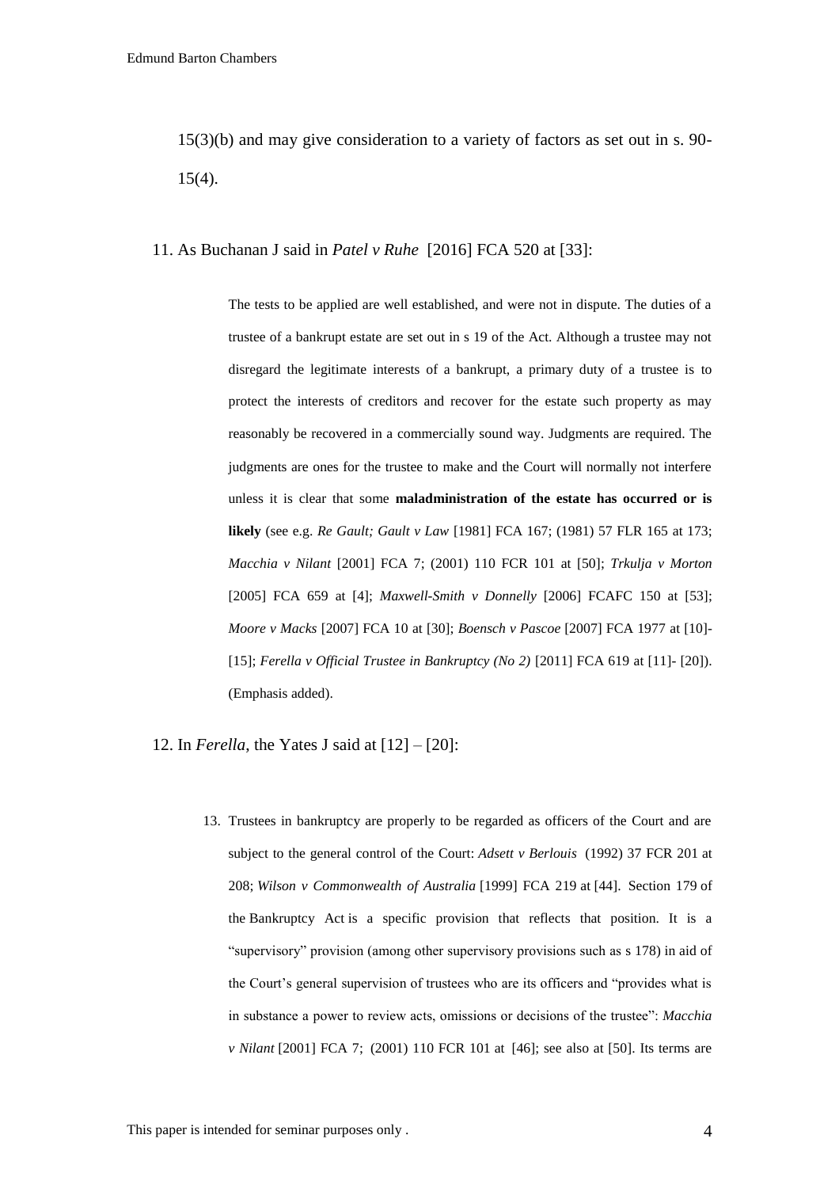15(3)(b) and may give consideration to a variety of factors as set out in s. 90-15(4).

11. As Buchanan J said in *Patel v Ruhe* [2016] FCA 520 at [33]:

> The tests to be applied are well established, and were not in dispute. The duties of a trustee of a bankrupt estate are set out in s 19 of the Act. Although a trustee may not disregard the legitimate interests of a bankrupt, a primary duty of a trustee is to protect the interests of creditors and recover for the estate such property as may reasonably be recovered in a commercially sound way. Judgments are required. The judgments are ones for the trustee to make and the Court will normally not interfere unless it is clear that some **maladministration of the estate has occurred or is likely** (see e.g. *Re Gault; Gault v Law* [1981] FCA 167; (1981) 57 FLR 165 at 173; *Macchia v Nilant* [2001] FCA 7; (2001) 110 FCR 101 at [50]; *Trkulja v Morton* [2005] FCA 659 at [4]; *Maxwell-Smith v Donnelly* [2006] FCAFC 150 at [53]; *Moore v Macks* [2007] FCA 10 at [30]; *Boensch v Pascoe* [2007] FCA 1977 at [10]-[15]; *Ferella v Official Trustee in Bankruptcy (No 2)* [2011] FCA 619 at [11]- [20]). (Emphasis added).

12. In *Ferella*, the Yates J said at [12] – [20]:

> 13. Trustees in bankruptcy are properly to be regarded as officers of the Court and are subject to the general control of the Court: *Adsett v Berlouis* (1992) 37 FCR 201 at 208; *Wilson v Commonwealth of Australia* [1999] FCA 219 at [44]. Section 179 of the Bankruptcy Act is a specific provision that reflects that position. It is a "supervisory" provision (among other supervisory provisions such as s 178) in aid of the Court's general supervision of trustees who are its officers and "provides what is in substance a power to review acts, omissions or decisions of the trustee": *Macchia v Nilant* [2001] FCA 7; (2001) 110 FCR 101 at [46]; see also at [50]. Its terms are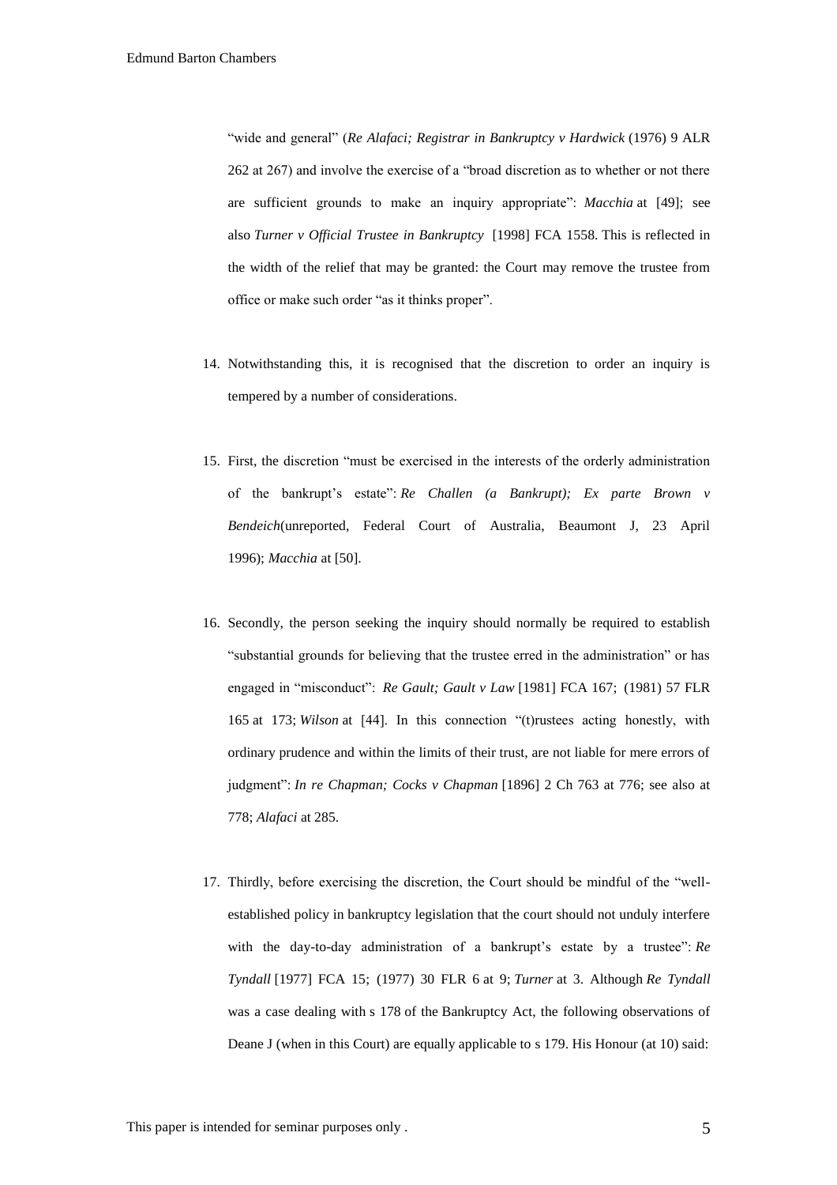"wide and general" (*Re Alafaci; Registrar in Bankruptcy v Hardwick* (1976) 9 ALR 262 at 267) and involve the exercise of a "broad discretion as to whether or not there are sufficient grounds to make an inquiry appropriate": *Macchia* at [49]; see also *Turner v Official Trustee in Bankruptcy* [1998] FCA 1558. This is reflected in the width of the relief that may be granted: the Court may remove the trustee from office or make such order "as it thinks proper".

14. Notwithstanding this, it is recognised that the discretion to order an inquiry is tempered by a number of considerations.

15. First, the discretion "must be exercised in the interests of the orderly administration of the bankrupt's estate": *Re Challen (a Bankrupt); Ex parte Brown v Bendeich*(unreported, Federal Court of Australia, Beaumont J, 23 April 1996); *Macchia* at [50].

16. Secondly, the person seeking the inquiry should normally be required to establish "substantial grounds for believing that the trustee erred in the administration" or has engaged in "misconduct": *Re Gault; Gault v Law* [1981] FCA 167; (1981) 57 FLR 165 at 173; *Wilson* at [44]. In this connection "(t)rustees acting honestly, with ordinary prudence and within the limits of their trust, are not liable for mere errors of judgment": *In re Chapman; Cocks v Chapman* [1896] 2 Ch 763 at 776; see also at 778; *Alafaci* at 285.

17. Thirdly, before exercising the discretion, the Court should be mindful of the "well-established policy in bankruptcy legislation that the court should not unduly interfere with the day-to-day administration of a bankrupt's estate by a trustee": *Re Tyndall* [1977] FCA 15; (1977) 30 FLR 6 at 9; *Turner* at 3. Although *Re Tyndall* was a case dealing with s 178 of the Bankruptcy Act, the following observations of Deane J (when in this Court) are equally applicable to s 179. His Honour (at 10) said: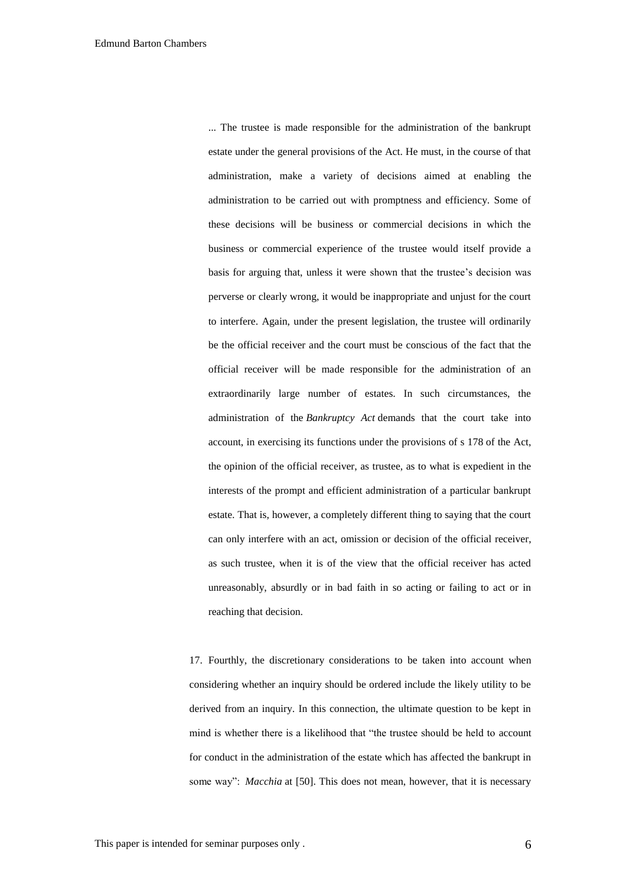> ... The trustee is made responsible for the administration of the bankrupt estate under the general provisions of the Act. He must, in the course of that administration, make a variety of decisions aimed at enabling the administration to be carried out with promptness and efficiency. Some of these decisions will be business or commercial decisions in which the business or commercial experience of the trustee would itself provide a basis for arguing that, unless it were shown that the trustee's decision was perverse or clearly wrong, it would be inappropriate and unjust for the court to interfere. Again, under the present legislation, the trustee will ordinarily be the official receiver and the court must be conscious of the fact that the official receiver will be made responsible for the administration of an extraordinarily large number of estates. In such circumstances, the administration of the *Bankruptcy Act* demands that the court take into account, in exercising its functions under the provisions of s 178 of the Act, the opinion of the official receiver, as trustee, as to what is expedient in the interests of the prompt and efficient administration of a particular bankrupt estate. That is, however, a completely different thing to saying that the court can only interfere with an act, omission or decision of the official receiver, as such trustee, when it is of the view that the official receiver has acted unreasonably, absurdly or in bad faith in so acting or failing to act or in reaching that decision.

17. Fourthly, the discretionary considerations to be taken into account when considering whether an inquiry should be ordered include the likely utility to be derived from an inquiry. In this connection, the ultimate question to be kept in mind is whether there is a likelihood that "the trustee should be held to account for conduct in the administration of the estate which has affected the bankrupt in some way": *Macchia* at [50]. This does not mean, however, that it is necessary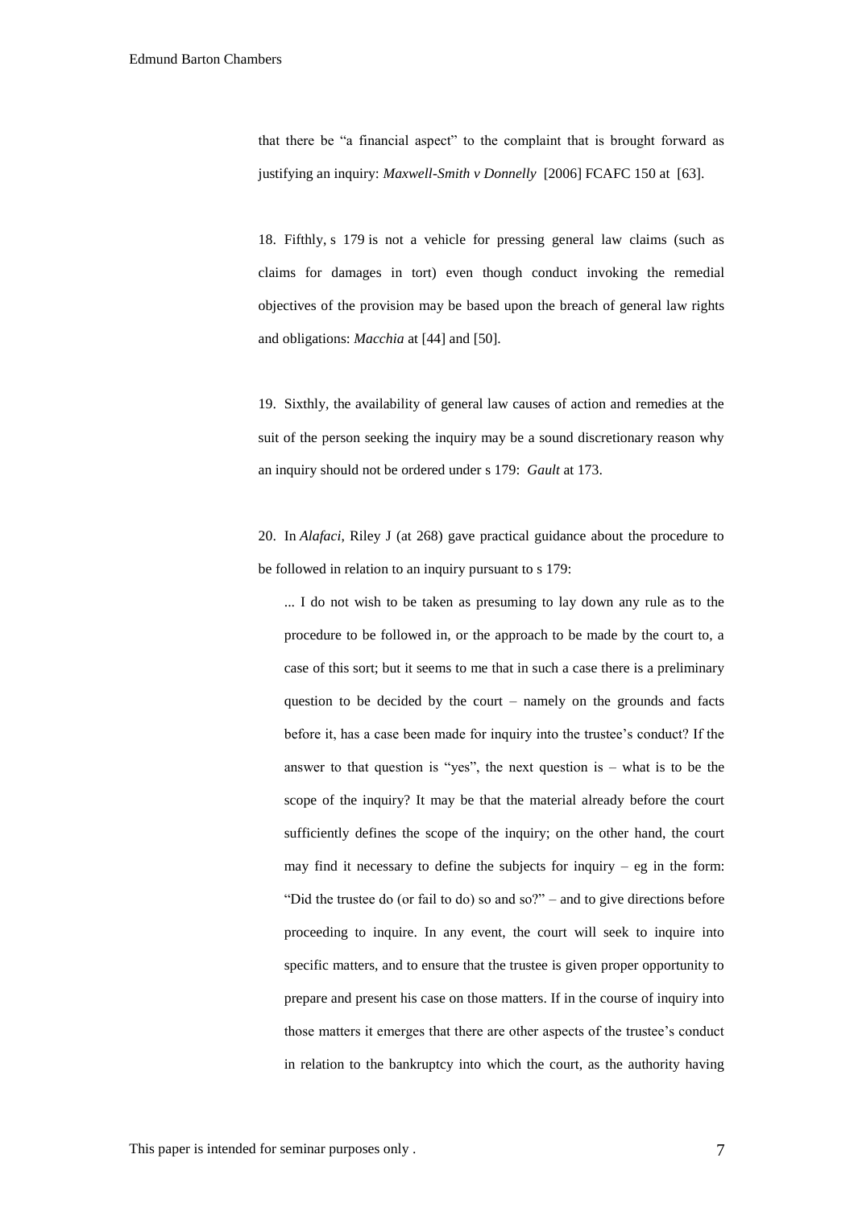that there be "a financial aspect" to the complaint that is brought forward as justifying an inquiry: *Maxwell-Smith v Donnelly* [2006] FCAFC 150 at [63].

18. Fifthly, s 179 is not a vehicle for pressing general law claims (such as claims for damages in tort) even though conduct invoking the remedial objectives of the provision may be based upon the breach of general law rights and obligations: *Macchia* at [44] and [50].

19. Sixthly, the availability of general law causes of action and remedies at the suit of the person seeking the inquiry may be a sound discretionary reason why an inquiry should not be ordered under s 179: *Gault* at 173.

20. In *Alafaci*, Riley J (at 268) gave practical guidance about the procedure to be followed in relation to an inquiry pursuant to s 179:

> ... I do not wish to be taken as presuming to lay down any rule as to the procedure to be followed in, or the approach to be made by the court to, a case of this sort; but it seems to me that in such a case there is a preliminary question to be decided by the court – namely on the grounds and facts before it, has a case been made for inquiry into the trustee's conduct? If the answer to that question is "yes", the next question is – what is to be the scope of the inquiry? It may be that the material already before the court sufficiently defines the scope of the inquiry; on the other hand, the court may find it necessary to define the subjects for inquiry – eg in the form: "Did the trustee do (or fail to do) so and so?" – and to give directions before proceeding to inquire. In any event, the court will seek to inquire into specific matters, and to ensure that the trustee is given proper opportunity to prepare and present his case on those matters. If in the course of inquiry into those matters it emerges that there are other aspects of the trustee's conduct in relation to the bankruptcy into which the court, as the authority having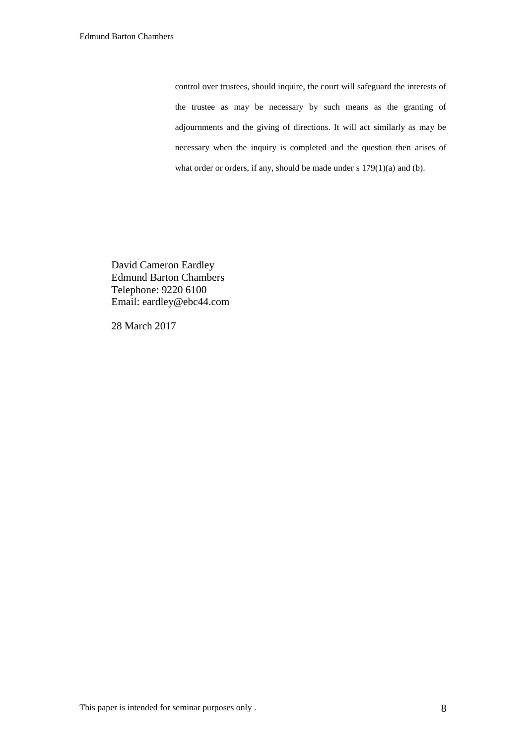> control over trustees, should inquire, the court will safeguard the interests of the trustee as may be necessary by such means as the granting of adjournments and the giving of directions. It will act similarly as may be necessary when the inquiry is completed and the question then arises of what order or orders, if any, should be made under s 179(1)(a) and (b).

David Cameron Eardley
Edmund Barton Chambers
Telephone: 9220 6100
Email: eardley@ebc44.com

28 March 2017